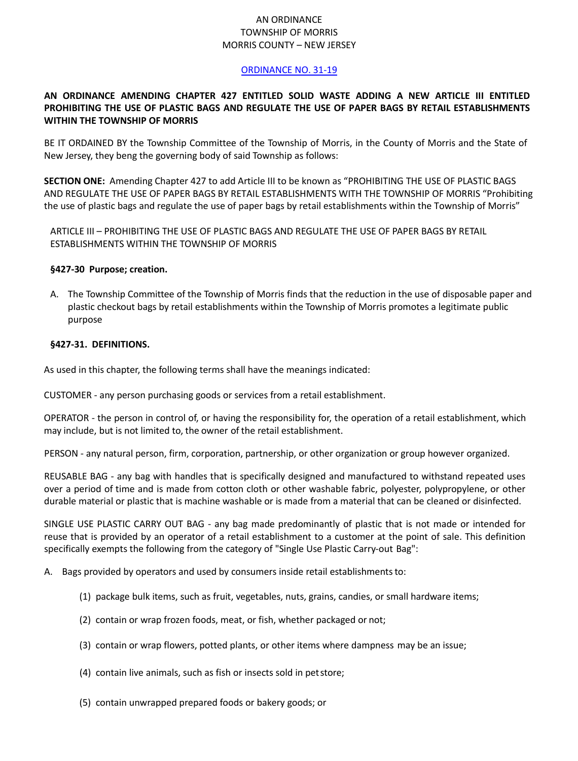AN ORDINANCE
TOWNSHIP OF MORRIS
MORRIS COUNTY – NEW JERSEY

ORDINANCE NO. 31-19

**AN ORDINANCE AMENDING CHAPTER 427 ENTITLED SOLID WASTE ADDING A NEW ARTICLE III ENTITLED PROHIBITING THE USE OF PLASTIC BAGS AND REGULATE THE USE OF PAPER BAGS BY RETAIL ESTABLISHMENTS WITHIN THE TOWNSHIP OF MORRIS**

BE IT ORDAINED BY the Township Committee of the Township of Morris, in the County of Morris and the State of New Jersey, they beng the governing body of said Township as follows:

**SECTION ONE:** Amending Chapter 427 to add Article III to be known as "PROHIBITING THE USE OF PLASTIC BAGS AND REGULATE THE USE OF PAPER BAGS BY RETAIL ESTABLISHMENTS WITH THE TOWNSHIP OF MORRIS "Prohibiting the use of plastic bags and regulate the use of paper bags by retail establishments within the Township of Morris"

ARTICLE III – PROHIBITING THE USE OF PLASTIC BAGS AND REGULATE THE USE OF PAPER BAGS BY RETAIL ESTABLISHMENTS WITHIN THE TOWNSHIP OF MORRIS

**§427-30 Purpose; creation.**

A. The Township Committee of the Township of Morris finds that the reduction in the use of disposable paper and plastic checkout bags by retail establishments within the Township of Morris promotes a legitimate public purpose

**§427-31. DEFINITIONS.**

As used in this chapter, the following terms shall have the meanings indicated:

CUSTOMER - any person purchasing goods or services from a retail establishment.

OPERATOR - the person in control of, or having the responsibility for, the operation of a retail establishment, which may include, but is not limited to, the owner of the retail establishment.

PERSON - any natural person, firm, corporation, partnership, or other organization or group however organized.

REUSABLE BAG - any bag with handles that is specifically designed and manufactured to withstand repeated uses over a period of time and is made from cotton cloth or other washable fabric, polyester, polypropylene, or other durable material or plastic that is machine washable or is made from a material that can be cleaned or disinfected.

SINGLE USE PLASTIC CARRY OUT BAG - any bag made predominantly of plastic that is not made or intended for reuse that is provided by an operator of a retail establishment to a customer at the point of sale. This definition specifically exempts the following from the category of "Single Use Plastic Carry-out Bag":

A. Bags provided by operators and used by consumers inside retail establishments to:

   (1) package bulk items, such as fruit, vegetables, nuts, grains, candies, or small hardware items;

   (2) contain or wrap frozen foods, meat, or fish, whether packaged or not;

   (3) contain or wrap flowers, potted plants, or other items where dampness may be an issue;

   (4) contain live animals, such as fish or insects sold in pet store;

   (5) contain unwrapped prepared foods or bakery goods; or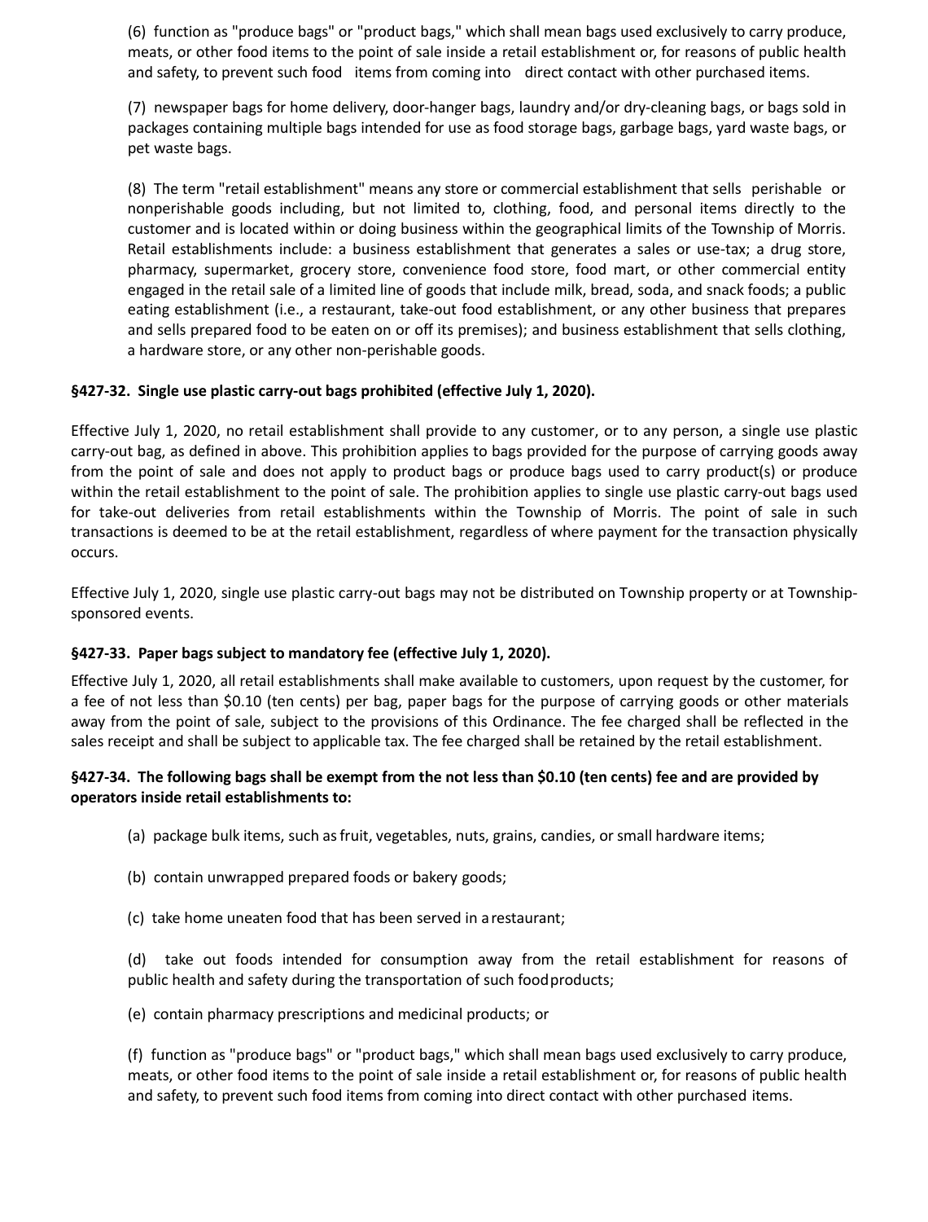(6) function as "produce bags" or "product bags," which shall mean bags used exclusively to carry produce, meats, or other food items to the point of sale inside a retail establishment or, for reasons of public health and safety, to prevent such food items from coming into direct contact with other purchased items.

(7) newspaper bags for home delivery, door-hanger bags, laundry and/or dry-cleaning bags, or bags sold in packages containing multiple bags intended for use as food storage bags, garbage bags, yard waste bags, or pet waste bags.

(8) The term "retail establishment" means any store or commercial establishment that sells perishable or nonperishable goods including, but not limited to, clothing, food, and personal items directly to the customer and is located within or doing business within the geographical limits of the Township of Morris. Retail establishments include: a business establishment that generates a sales or use-tax; a drug store, pharmacy, supermarket, grocery store, convenience food store, food mart, or other commercial entity engaged in the retail sale of a limited line of goods that include milk, bread, soda, and snack foods; a public eating establishment (i.e., a restaurant, take-out food establishment, or any other business that prepares and sells prepared food to be eaten on or off its premises); and business establishment that sells clothing, a hardware store, or any other non-perishable goods.

**§427-32. Single use plastic carry-out bags prohibited (effective July 1, 2020).**

Effective July 1, 2020, no retail establishment shall provide to any customer, or to any person, a single use plastic carry-out bag, as defined in above. This prohibition applies to bags provided for the purpose of carrying goods away from the point of sale and does not apply to product bags or produce bags used to carry product(s) or produce within the retail establishment to the point of sale. The prohibition applies to single use plastic carry-out bags used for take-out deliveries from retail establishments within the Township of Morris. The point of sale in such transactions is deemed to be at the retail establishment, regardless of where payment for the transaction physically occurs.

Effective July 1, 2020, single use plastic carry-out bags may not be distributed on Township property or at Township-sponsored events.

**§427-33. Paper bags subject to mandatory fee (effective July 1, 2020).**

Effective July 1, 2020, all retail establishments shall make available to customers, upon request by the customer, for a fee of not less than $0.10 (ten cents) per bag, paper bags for the purpose of carrying goods or other materials away from the point of sale, subject to the provisions of this Ordinance. The fee charged shall be reflected in the sales receipt and shall be subject to applicable tax. The fee charged shall be retained by the retail establishment.

**§427-34. The following bags shall be exempt from the not less than $0.10 (ten cents) fee and are provided by operators inside retail establishments to:**

(a) package bulk items, such as fruit, vegetables, nuts, grains, candies, or small hardware items;

(b) contain unwrapped prepared foods or bakery goods;

(c) take home uneaten food that has been served in a restaurant;

(d) take out foods intended for consumption away from the retail establishment for reasons of public health and safety during the transportation of such food products;

(e) contain pharmacy prescriptions and medicinal products; or

(f) function as "produce bags" or "product bags," which shall mean bags used exclusively to carry produce, meats, or other food items to the point of sale inside a retail establishment or, for reasons of public health and safety, to prevent such food items from coming into direct contact with other purchased items.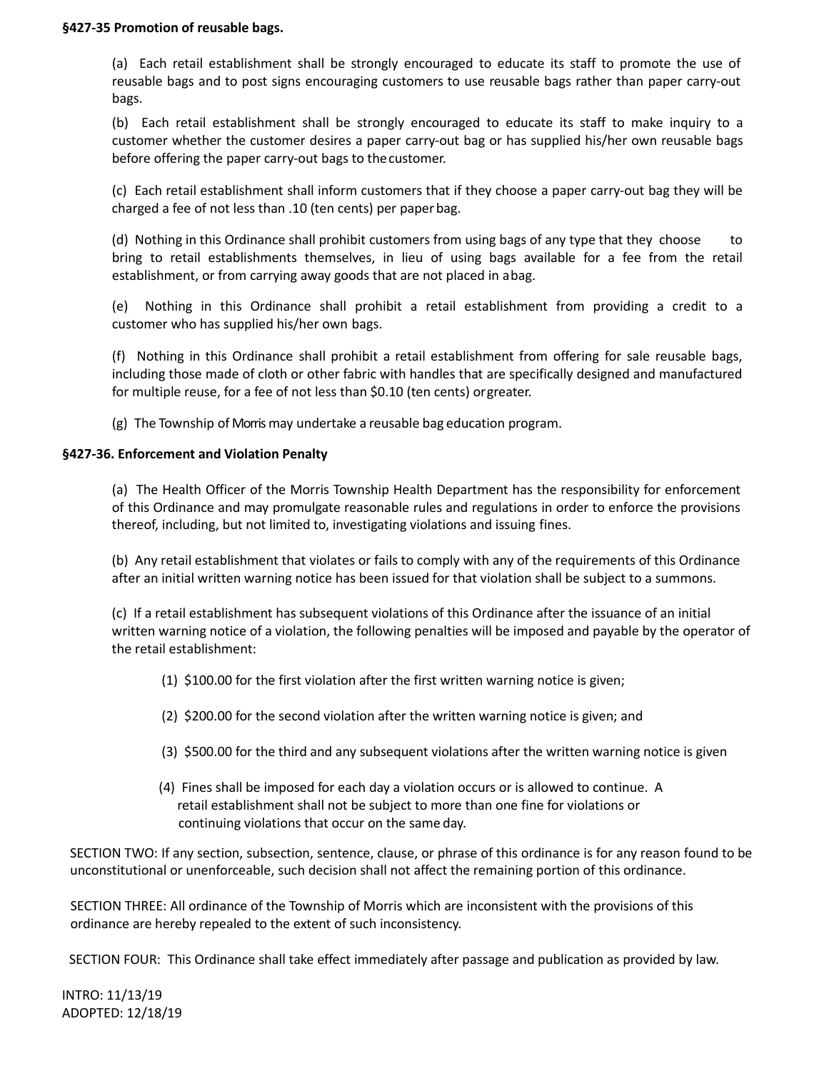**§427-35 Promotion of reusable bags.**

(a) Each retail establishment shall be strongly encouraged to educate its staff to promote the use of reusable bags and to post signs encouraging customers to use reusable bags rather than paper carry-out bags.

(b) Each retail establishment shall be strongly encouraged to educate its staff to make inquiry to a customer whether the customer desires a paper carry-out bag or has supplied his/her own reusable bags before offering the paper carry-out bags to the customer.

(c) Each retail establishment shall inform customers that if they choose a paper carry-out bag they will be charged a fee of not less than .10 (ten cents) per paper bag.

(d) Nothing in this Ordinance shall prohibit customers from using bags of any type that they choose to bring to retail establishments themselves, in lieu of using bags available for a fee from the retail establishment, or from carrying away goods that are not placed in a bag.

(e) Nothing in this Ordinance shall prohibit a retail establishment from providing a credit to a customer who has supplied his/her own bags.

(f) Nothing in this Ordinance shall prohibit a retail establishment from offering for sale reusable bags, including those made of cloth or other fabric with handles that are specifically designed and manufactured for multiple reuse, for a fee of not less than $0.10 (ten cents) or greater.

(g) The Township of Morris may undertake a reusable bag education program.

**§427-36. Enforcement and Violation Penalty**

(a) The Health Officer of the Morris Township Health Department has the responsibility for enforcement of this Ordinance and may promulgate reasonable rules and regulations in order to enforce the provisions thereof, including, but not limited to, investigating violations and issuing fines.

(b) Any retail establishment that violates or fails to comply with any of the requirements of this Ordinance after an initial written warning notice has been issued for that violation shall be subject to a summons.

(c) If a retail establishment has subsequent violations of this Ordinance after the issuance of an initial written warning notice of a violation, the following penalties will be imposed and payable by the operator of the retail establishment:

(1) $100.00 for the first violation after the first written warning notice is given;

(2) $200.00 for the second violation after the written warning notice is given; and

(3) $500.00 for the third and any subsequent violations after the written warning notice is given

(4) Fines shall be imposed for each day a violation occurs or is allowed to continue. A retail establishment shall not be subject to more than one fine for violations or continuing violations that occur on the same day.

SECTION TWO: If any section, subsection, sentence, clause, or phrase of this ordinance is for any reason found to be unconstitutional or unenforceable, such decision shall not affect the remaining portion of this ordinance.

SECTION THREE: All ordinance of the Township of Morris which are inconsistent with the provisions of this ordinance are hereby repealed to the extent of such inconsistency.

SECTION FOUR: This Ordinance shall take effect immediately after passage and publication as provided by law.

INTRO: 11/13/19
ADOPTED: 12/18/19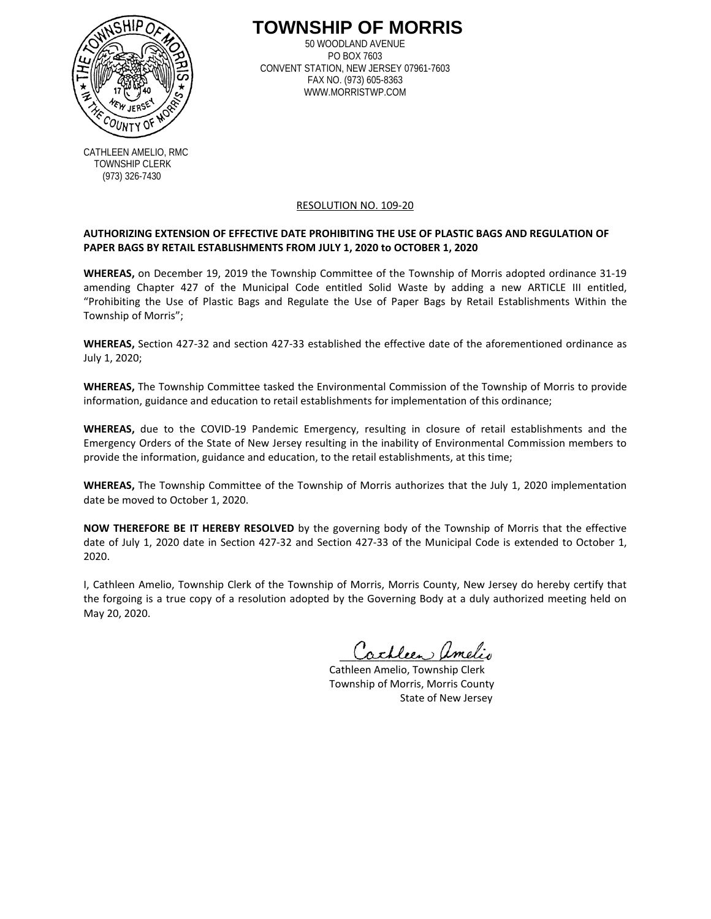# TOWNSHIP OF MORRIS

50 WOODLAND AVENUE
PO BOX 7603
CONVENT STATION, NEW JERSEY 07961-7603
FAX NO. (973) 605-8363
WWW.MORRISTWP.COM

CATHLEEN AMELIO, RMC
TOWNSHIP CLERK
(973) 326-7430

RESOLUTION NO. 109-20

**AUTHORIZING EXTENSION OF EFFECTIVE DATE PROHIBITING THE USE OF PLASTIC BAGS AND REGULATION OF PAPER BAGS BY RETAIL ESTABLISHMENTS FROM JULY 1, 2020 to OCTOBER 1, 2020**

**WHEREAS,** on December 19, 2019 the Township Committee of the Township of Morris adopted ordinance 31-19 amending Chapter 427 of the Municipal Code entitled Solid Waste by adding a new ARTICLE III entitled, "Prohibiting the Use of Plastic Bags and Regulate the Use of Paper Bags by Retail Establishments Within the Township of Morris";

**WHEREAS,** Section 427-32 and section 427-33 established the effective date of the aforementioned ordinance as July 1, 2020;

**WHEREAS,** The Township Committee tasked the Environmental Commission of the Township of Morris to provide information, guidance and education to retail establishments for implementation of this ordinance;

**WHEREAS,** due to the COVID-19 Pandemic Emergency, resulting in closure of retail establishments and the Emergency Orders of the State of New Jersey resulting in the inability of Environmental Commission members to provide the information, guidance and education, to the retail establishments, at this time;

**WHEREAS,** The Township Committee of the Township of Morris authorizes that the July 1, 2020 implementation date be moved to October 1, 2020.

**NOW THEREFORE BE IT HEREBY RESOLVED** by the governing body of the Township of Morris that the effective date of July 1, 2020 date in Section 427-32 and Section 427-33 of the Municipal Code is extended to October 1, 2020.

I, Cathleen Amelio, Township Clerk of the Township of Morris, Morris County, New Jersey do hereby certify that the forgoing is a true copy of a resolution adopted by the Governing Body at a duly authorized meeting held on May 20, 2020.

Cathleen Amelio

Cathleen Amelio, Township Clerk
Township of Morris, Morris County
State of New Jersey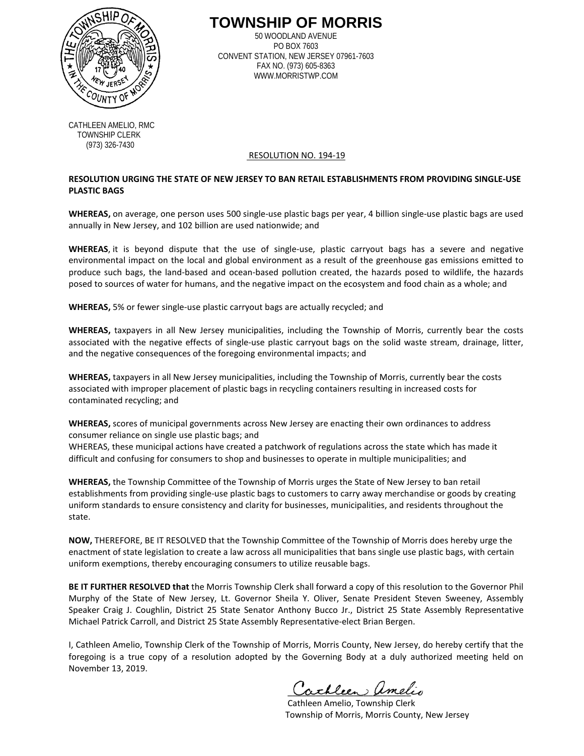# TOWNSHIP OF MORRIS

50 WOODLAND AVENUE
PO BOX 7603
CONVENT STATION, NEW JERSEY 07961-7603
FAX NO. (973) 605-8363
WWW.MORRISTWP.COM

CATHLEEN AMELIO, RMC
TOWNSHIP CLERK
(973) 326-7430

RESOLUTION NO. 194-19

**RESOLUTION URGING THE STATE OF NEW JERSEY TO BAN RETAIL ESTABLISHMENTS FROM PROVIDING SINGLE-USE PLASTIC BAGS**

**WHEREAS,** on average, one person uses 500 single-use plastic bags per year, 4 billion single-use plastic bags are used annually in New Jersey, and 102 billion are used nationwide; and

**WHEREAS**, it is beyond dispute that the use of single-use, plastic carryout bags has a severe and negative environmental impact on the local and global environment as a result of the greenhouse gas emissions emitted to produce such bags, the land-based and ocean-based pollution created, the hazards posed to wildlife, the hazards posed to sources of water for humans, and the negative impact on the ecosystem and food chain as a whole; and

**WHEREAS,** 5% or fewer single-use plastic carryout bags are actually recycled; and

**WHEREAS,** taxpayers in all New Jersey municipalities, including the Township of Morris, currently bear the costs associated with the negative effects of single-use plastic carryout bags on the solid waste stream, drainage, litter, and the negative consequences of the foregoing environmental impacts; and

**WHEREAS,** taxpayers in all New Jersey municipalities, including the Township of Morris, currently bear the costs associated with improper placement of plastic bags in recycling containers resulting in increased costs for contaminated recycling; and

**WHEREAS,** scores of municipal governments across New Jersey are enacting their own ordinances to address consumer reliance on single use plastic bags; and
WHEREAS, these municipal actions have created a patchwork of regulations across the state which has made it difficult and confusing for consumers to shop and businesses to operate in multiple municipalities; and

**WHEREAS,** the Township Committee of the Township of Morris urges the State of New Jersey to ban retail establishments from providing single-use plastic bags to customers to carry away merchandise or goods by creating uniform standards to ensure consistency and clarity for businesses, municipalities, and residents throughout the state.

**NOW,** THEREFORE, BE IT RESOLVED that the Township Committee of the Township of Morris does hereby urge the enactment of state legislation to create a law across all municipalities that bans single use plastic bags, with certain uniform exemptions, thereby encouraging consumers to utilize reusable bags.

**BE IT FURTHER RESOLVED that** the Morris Township Clerk shall forward a copy of this resolution to the Governor Phil Murphy of the State of New Jersey, Lt. Governor Sheila Y. Oliver, Senate President Steven Sweeney, Assembly Speaker Craig J. Coughlin, District 25 State Senator Anthony Bucco Jr., District 25 State Assembly Representative Michael Patrick Carroll, and District 25 State Assembly Representative-elect Brian Bergen.

I, Cathleen Amelio, Township Clerk of the Township of Morris, Morris County, New Jersey, do hereby certify that the foregoing is a true copy of a resolution adopted by the Governing Body at a duly authorized meeting held on November 13, 2019.

Cathleen Amelio

Cathleen Amelio, Township Clerk
Township of Morris, Morris County, New Jersey